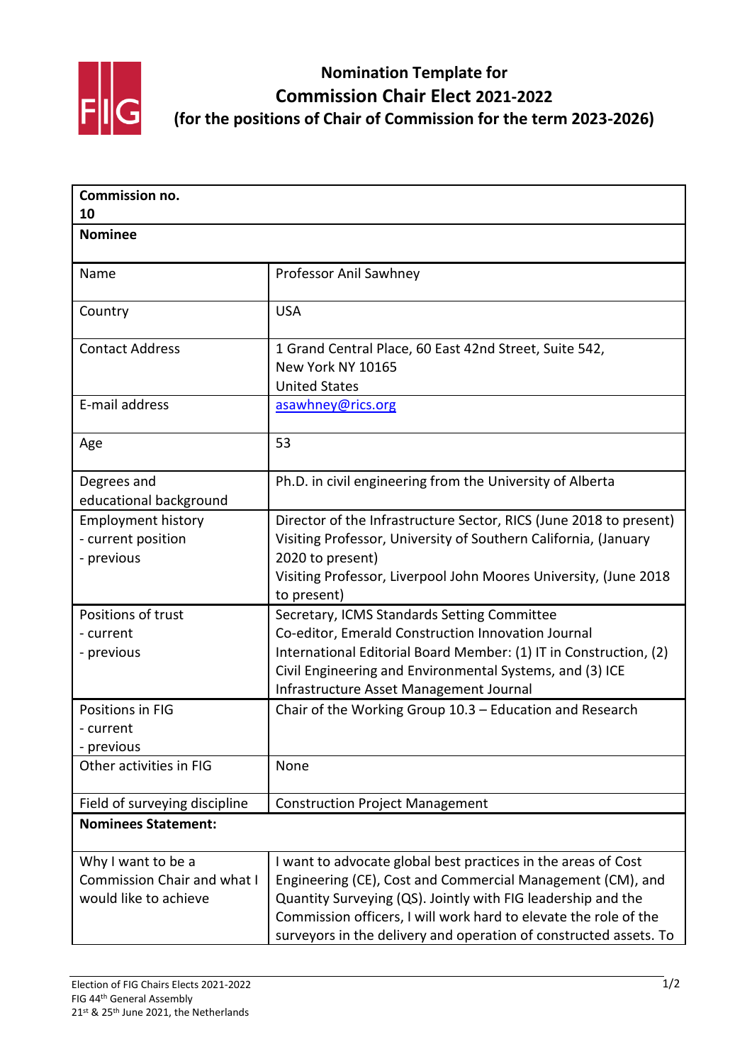# Nomination Template for Commission Chair Elect 2021-2022 (for the positions of Chair of Commission for the term 2023-2026)

| **Commission no.** **10** | |
|---|---|
| **Nominee** | |
| Name | Professor Anil Sawhney |
| Country | USA |
| Contact Address | 1 Grand Central Place, 60 East 42nd Street, Suite 542, New York NY 10165 United States |
| E-mail address | asawhney@rics.org |
| Age | 53 |
| Degrees and educational background | Ph.D. in civil engineering from the University of Alberta |
| Employment history - current position - previous | Director of the Infrastructure Sector, RICS (June 2018 to present) Visiting Professor, University of Southern California, (January 2020 to present) Visiting Professor, Liverpool John Moores University, (June 2018 to present) |
| Positions of trust - current - previous | Secretary, ICMS Standards Setting Committee Co-editor, Emerald Construction Innovation Journal International Editorial Board Member: (1) IT in Construction, (2) Civil Engineering and Environmental Systems, and (3) ICE Infrastructure Asset Management Journal |
| Positions in FIG - current - previous | Chair of the Working Group 10.3 – Education and Research |
| Other activities in FIG | None |
| Field of surveying discipline | Construction Project Management |
| **Nominees Statement:** | |
| Why I want to be a Commission Chair and what I would like to achieve | I want to advocate global best practices in the areas of Cost Engineering (CE), Cost and Commercial Management (CM), and Quantity Surveying (QS). Jointly with FIG leadership and the Commission officers, I will work hard to elevate the role of the surveyors in the delivery and operation of constructed assets. To |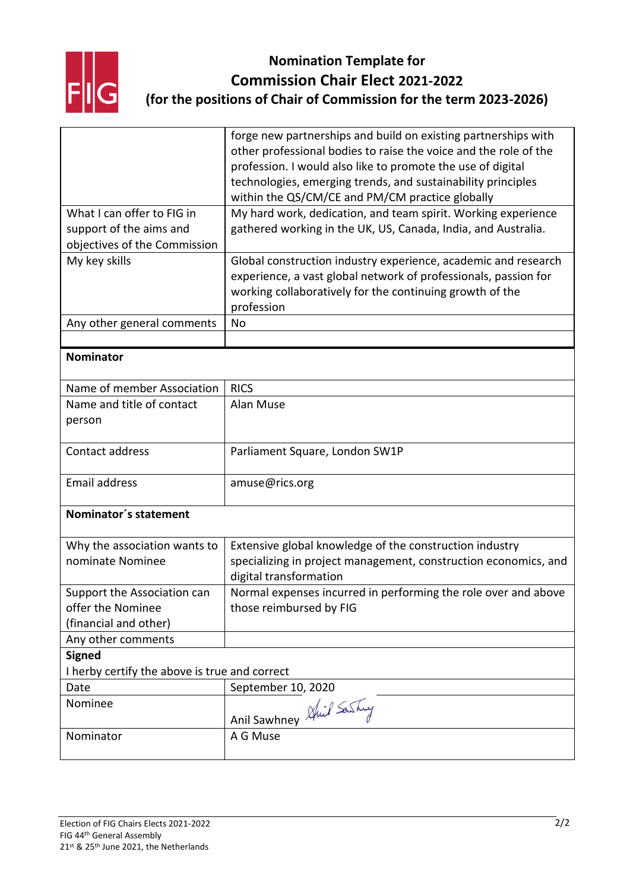# Nomination Template for Commission Chair Elect 2021-2022 (for the positions of Chair of Commission for the term 2023-2026)

| | |
|---|---|
| | forge new partnerships and build on existing partnerships with other professional bodies to raise the voice and the role of the profession. I would also like to promote the use of digital technologies, emerging trends, and sustainability principles within the QS/CM/CE and PM/CM practice globally |
| What I can offer to FIG in support of the aims and objectives of the Commission | My hard work, dedication, and team spirit. Working experience gathered working in the UK, US, Canada, India, and Australia. |
| My key skills | Global construction industry experience, academic and research experience, a vast global network of professionals, passion for working collaboratively for the continuing growth of the profession |
| Any other general comments | No |
| | |

| | |
|---|---|
| **Nominator** | |
| Name of member Association | RICS |
| Name and title of contact person | Alan Muse |
| Contact address | Parliament Square, London SW1P |
| Email address | amuse@rics.org |
| **Nominator´s statement** | |
| Why the association wants to nominate Nominee | Extensive global knowledge of the construction industry specializing in project management, construction economics, and digital transformation |
| Support the Association can offer the Nominee (financial and other) | Normal expenses incurred in performing the role over and above those reimbursed by FIG |
| Any other comments | |
| **Signed** | |
| I herby certify the above is true and correct | |
| Date | September 10, 2020 |
| Nominee | Anil Sawhney |
| Nominator | A G Muse |

Election of FIG Chairs Elects 2021-2022
FIG 44th General Assembly
21st & 25th June 2021, the Netherlands